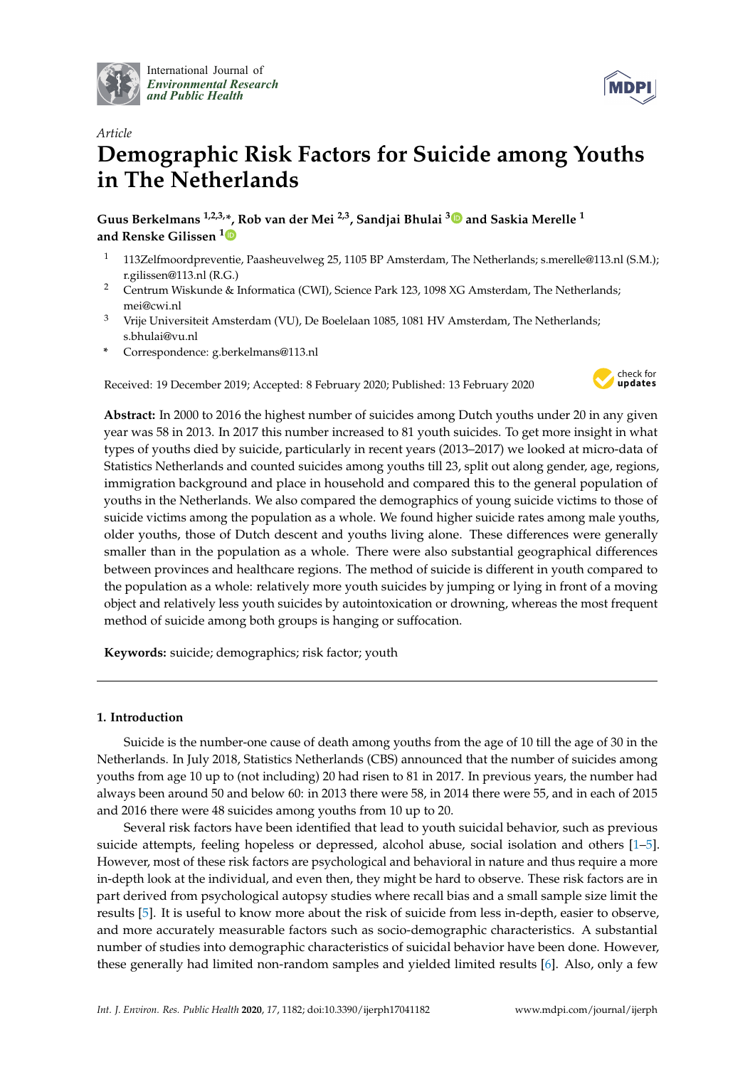International Journal of *Environmental Research and Public Health*

*Article*

# Demographic Risk Factors for Suicide among Youths in The Netherlands

**Guus Berkelmans [1,2,3,*], Rob van der Mei [2,3], Sandjai Bhulai [3] and Saskia Merelle [1] and Renske Gilissen [1]**

1. 113Zelfmoordpreventie, Paasheuvelweg 25, 1105 BP Amsterdam, The Netherlands; s.merelle@113.nl (S.M.); r.gilissen@113.nl (R.G.)
2. Centrum Wiskunde & Informatica (CWI), Science Park 123, 1098 XG Amsterdam, The Netherlands; mei@cwi.nl
3. Vrije Universiteit Amsterdam (VU), De Boelelaan 1085, 1081 HV Amsterdam, The Netherlands; s.bhulai@vu.nl

\* Correspondence: g.berkelmans@113.nl

Received: 19 December 2019; Accepted: 8 February 2020; Published: 13 February 2020

**Abstract:** In 2000 to 2016 the highest number of suicides among Dutch youths under 20 in any given year was 58 in 2013. In 2017 this number increased to 81 youth suicides. To get more insight in what types of youths died by suicide, particularly in recent years (2013–2017) we looked at micro-data of Statistics Netherlands and counted suicides among youths till 23, split out along gender, age, regions, immigration background and place in household and compared this to the general population of youths in the Netherlands. We also compared the demographics of young suicide victims to those of suicide victims among the population as a whole. We found higher suicide rates among male youths, older youths, those of Dutch descent and youths living alone. These differences were generally smaller than in the population as a whole. There were also substantial geographical differences between provinces and healthcare regions. The method of suicide is different in youth compared to the population as a whole: relatively more youth suicides by jumping or lying in front of a moving object and relatively less youth suicides by autointoxication or drowning, whereas the most frequent method of suicide among both groups is hanging or suffocation.

**Keywords:** suicide; demographics; risk factor; youth

## 1. Introduction

Suicide is the number-one cause of death among youths from the age of 10 till the age of 30 in the Netherlands. In July 2018, Statistics Netherlands (CBS) announced that the number of suicides among youths from age 10 up to (not including) 20 had risen to 81 in 2017. In previous years, the number had always been around 50 and below 60: in 2013 there were 58, in 2014 there were 55, and in each of 2015 and 2016 there were 48 suicides among youths from 10 up to 20.

Several risk factors have been identified that lead to youth suicidal behavior, such as previous suicide attempts, feeling hopeless or depressed, alcohol abuse, social isolation and others [1–5]. However, most of these risk factors are psychological and behavioral in nature and thus require a more in-depth look at the individual, and even then, they might be hard to observe. These risk factors are in part derived from psychological autopsy studies where recall bias and a small sample size limit the results [5]. It is useful to know more about the risk of suicide from less in-depth, easier to observe, and more accurately measurable factors such as socio-demographic characteristics. A substantial number of studies into demographic characteristics of suicidal behavior have been done. However, these generally had limited non-random samples and yielded limited results [6]. Also, only a few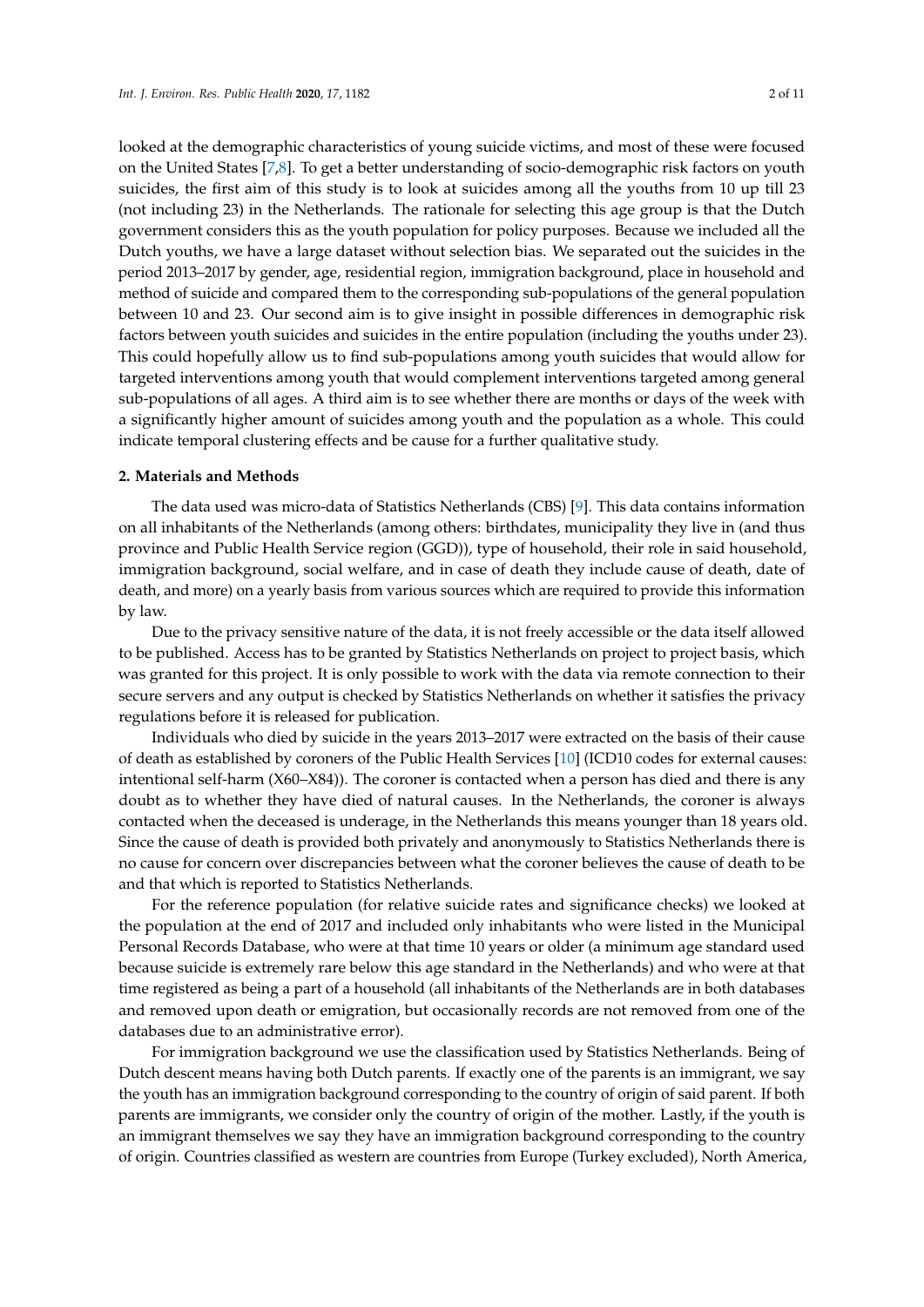looked at the demographic characteristics of young suicide victims, and most of these were focused on the United States [7,8]. To get a better understanding of socio-demographic risk factors on youth suicides, the first aim of this study is to look at suicides among all the youths from 10 up till 23 (not including 23) in the Netherlands. The rationale for selecting this age group is that the Dutch government considers this as the youth population for policy purposes. Because we included all the Dutch youths, we have a large dataset without selection bias. We separated out the suicides in the period 2013–2017 by gender, age, residential region, immigration background, place in household and method of suicide and compared them to the corresponding sub-populations of the general population between 10 and 23. Our second aim is to give insight in possible differences in demographic risk factors between youth suicides and suicides in the entire population (including the youths under 23). This could hopefully allow us to find sub-populations among youth suicides that would allow for targeted interventions among youth that would complement interventions targeted among general sub-populations of all ages. A third aim is to see whether there are months or days of the week with a significantly higher amount of suicides among youth and the population as a whole. This could indicate temporal clustering effects and be cause for a further qualitative study.

## 2. Materials and Methods

The data used was micro-data of Statistics Netherlands (CBS) [9]. This data contains information on all inhabitants of the Netherlands (among others: birthdates, municipality they live in (and thus province and Public Health Service region (GGD)), type of household, their role in said household, immigration background, social welfare, and in case of death they include cause of death, date of death, and more) on a yearly basis from various sources which are required to provide this information by law.

Due to the privacy sensitive nature of the data, it is not freely accessible or the data itself allowed to be published. Access has to be granted by Statistics Netherlands on project to project basis, which was granted for this project. It is only possible to work with the data via remote connection to their secure servers and any output is checked by Statistics Netherlands on whether it satisfies the privacy regulations before it is released for publication.

Individuals who died by suicide in the years 2013–2017 were extracted on the basis of their cause of death as established by coroners of the Public Health Services [10] (ICD10 codes for external causes: intentional self-harm (X60–X84)). The coroner is contacted when a person has died and there is any doubt as to whether they have died of natural causes. In the Netherlands, the coroner is always contacted when the deceased is underage, in the Netherlands this means younger than 18 years old. Since the cause of death is provided both privately and anonymously to Statistics Netherlands there is no cause for concern over discrepancies between what the coroner believes the cause of death to be and that which is reported to Statistics Netherlands.

For the reference population (for relative suicide rates and significance checks) we looked at the population at the end of 2017 and included only inhabitants who were listed in the Municipal Personal Records Database, who were at that time 10 years or older (a minimum age standard used because suicide is extremely rare below this age standard in the Netherlands) and who were at that time registered as being a part of a household (all inhabitants of the Netherlands are in both databases and removed upon death or emigration, but occasionally records are not removed from one of the databases due to an administrative error).

For immigration background we use the classification used by Statistics Netherlands. Being of Dutch descent means having both Dutch parents. If exactly one of the parents is an immigrant, we say the youth has an immigration background corresponding to the country of origin of said parent. If both parents are immigrants, we consider only the country of origin of the mother. Lastly, if the youth is an immigrant themselves we say they have an immigration background corresponding to the country of origin. Countries classified as western are countries from Europe (Turkey excluded), North America,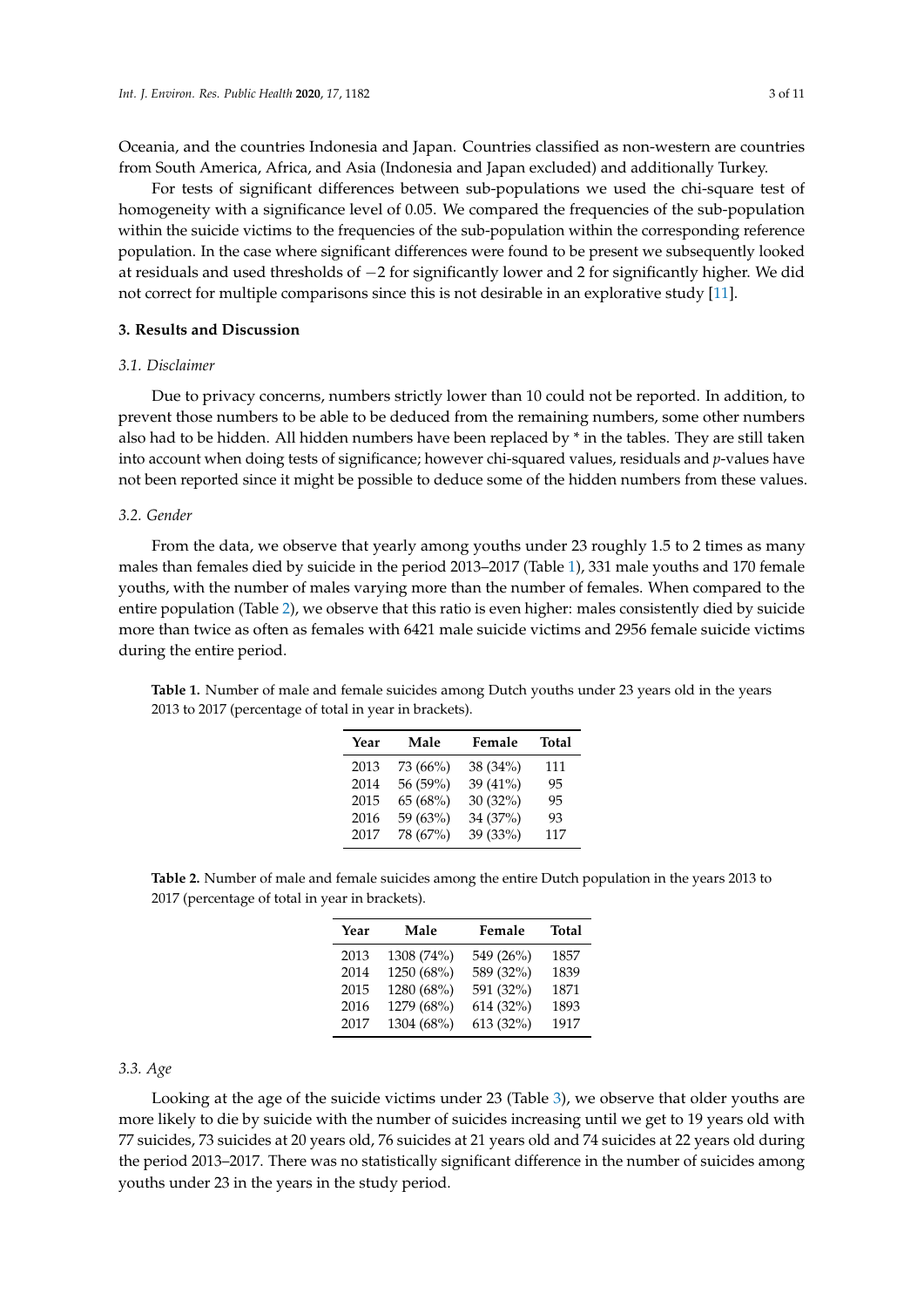Oceania, and the countries Indonesia and Japan. Countries classified as non-western are countries from South America, Africa, and Asia (Indonesia and Japan excluded) and additionally Turkey.

For tests of significant differences between sub-populations we used the chi-square test of homogeneity with a significance level of 0.05. We compared the frequencies of the sub-population within the suicide victims to the frequencies of the sub-population within the corresponding reference population. In the case where significant differences were found to be present we subsequently looked at residuals and used thresholds of −2 for significantly lower and 2 for significantly higher. We did not correct for multiple comparisons since this is not desirable in an explorative study [11].

## 3. Results and Discussion

### 3.1. Disclaimer

Due to privacy concerns, numbers strictly lower than 10 could not be reported. In addition, to prevent those numbers to be able to be deduced from the remaining numbers, some other numbers also had to be hidden. All hidden numbers have been replaced by * in the tables. They are still taken into account when doing tests of significance; however chi-squared values, residuals and *p*-values have not been reported since it might be possible to deduce some of the hidden numbers from these values.

### 3.2. Gender

From the data, we observe that yearly among youths under 23 roughly 1.5 to 2 times as many males than females died by suicide in the period 2013–2017 (Table 1), 331 male youths and 170 female youths, with the number of males varying more than the number of females. When compared to the entire population (Table 2), we observe that this ratio is even higher: males consistently died by suicide more than twice as often as females with 6421 male suicide victims and 2956 female suicide victims during the entire period.

**Table 1.** Number of male and female suicides among Dutch youths under 23 years old in the years 2013 to 2017 (percentage of total in year in brackets).

| Year | Male | Female | Total |
|---|---|---|---|
| 2013 | 73 (66%) | 38 (34%) | 111 |
| 2014 | 56 (59%) | 39 (41%) | 95 |
| 2015 | 65 (68%) | 30 (32%) | 95 |
| 2016 | 59 (63%) | 34 (37%) | 93 |
| 2017 | 78 (67%) | 39 (33%) | 117 |

**Table 2.** Number of male and female suicides among the entire Dutch population in the years 2013 to 2017 (percentage of total in year in brackets).

| Year | Male | Female | Total |
|---|---|---|---|
| 2013 | 1308 (74%) | 549 (26%) | 1857 |
| 2014 | 1250 (68%) | 589 (32%) | 1839 |
| 2015 | 1280 (68%) | 591 (32%) | 1871 |
| 2016 | 1279 (68%) | 614 (32%) | 1893 |
| 2017 | 1304 (68%) | 613 (32%) | 1917 |

### 3.3. Age

Looking at the age of the suicide victims under 23 (Table 3), we observe that older youths are more likely to die by suicide with the number of suicides increasing until we get to 19 years old with 77 suicides, 73 suicides at 20 years old, 76 suicides at 21 years old and 74 suicides at 22 years old during the period 2013–2017. There was no statistically significant difference in the number of suicides among youths under 23 in the years in the study period.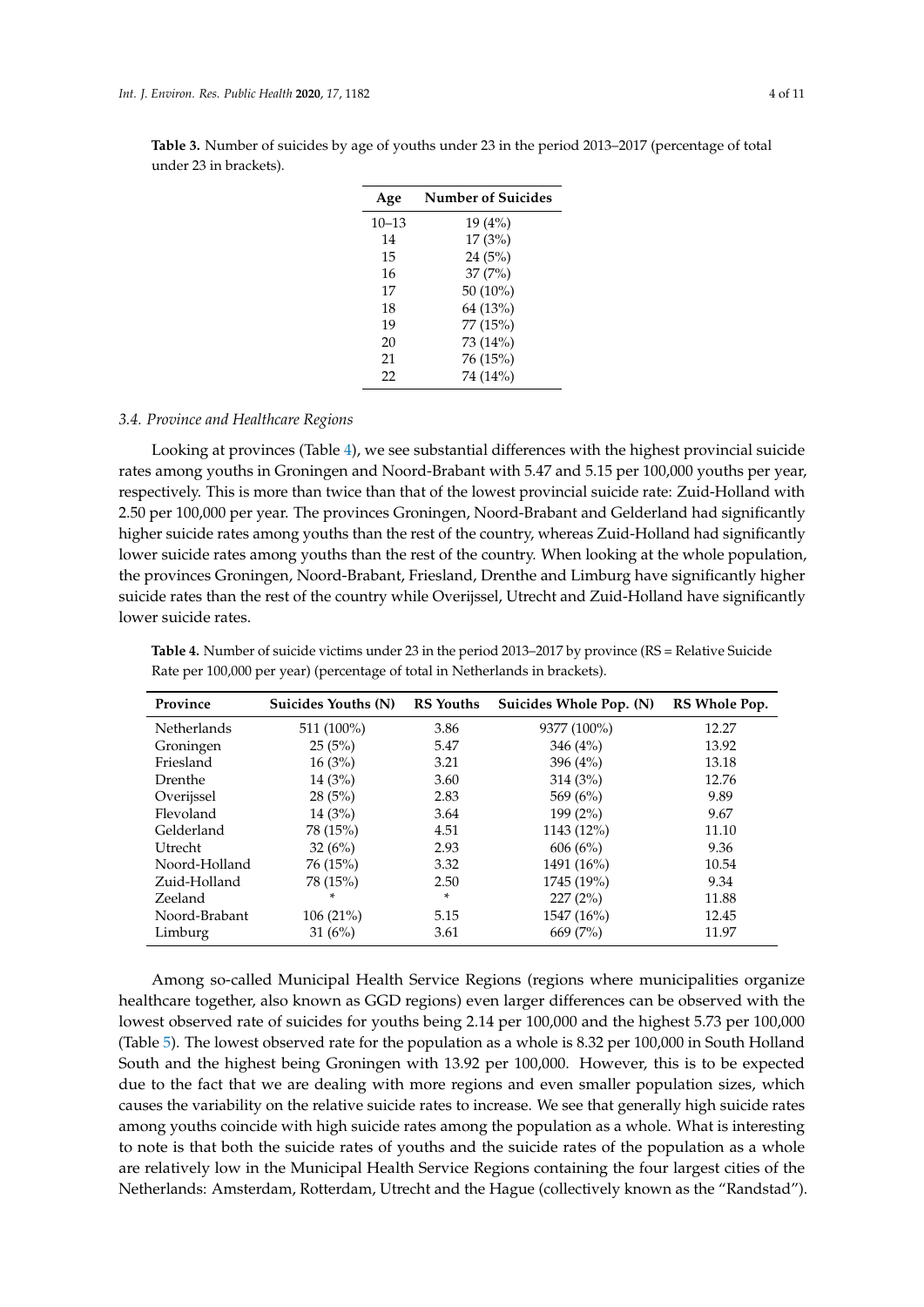**Table 3.** Number of suicides by age of youths under 23 in the period 2013–2017 (percentage of total under 23 in brackets).

| Age | Number of Suicides |
|---|---|
| 10–13 | 19 (4%) |
| 14 | 17 (3%) |
| 15 | 24 (5%) |
| 16 | 37 (7%) |
| 17 | 50 (10%) |
| 18 | 64 (13%) |
| 19 | 77 (15%) |
| 20 | 73 (14%) |
| 21 | 76 (15%) |
| 22 | 74 (14%) |

### *3.4. Province and Healthcare Regions*

Looking at provinces (Table 4), we see substantial differences with the highest provincial suicide rates among youths in Groningen and Noord-Brabant with 5.47 and 5.15 per 100,000 youths per year, respectively. This is more than twice than that of the lowest provincial suicide rate: Zuid-Holland with 2.50 per 100,000 per year. The provinces Groningen, Noord-Brabant and Gelderland had significantly higher suicide rates among youths than the rest of the country, whereas Zuid-Holland had significantly lower suicide rates among youths than the rest of the country. When looking at the whole population, the provinces Groningen, Noord-Brabant, Friesland, Drenthe and Limburg have significantly higher suicide rates than the rest of the country while Overijssel, Utrecht and Zuid-Holland have significantly lower suicide rates.

**Table 4.** Number of suicide victims under 23 in the period 2013–2017 by province (RS = Relative Suicide Rate per 100,000 per year) (percentage of total in Netherlands in brackets).

| Province | Suicides Youths (N) | RS Youths | Suicides Whole Pop. (N) | RS Whole Pop. |
|---|---|---|---|---|
| Netherlands | 511 (100%) | 3.86 | 9377 (100%) | 12.27 |
| Groningen | 25 (5%) | 5.47 | 346 (4%) | 13.92 |
| Friesland | 16 (3%) | 3.21 | 396 (4%) | 13.18 |
| Drenthe | 14 (3%) | 3.60 | 314 (3%) | 12.76 |
| Overijssel | 28 (5%) | 2.83 | 569 (6%) | 9.89 |
| Flevoland | 14 (3%) | 3.64 | 199 (2%) | 9.67 |
| Gelderland | 78 (15%) | 4.51 | 1143 (12%) | 11.10 |
| Utrecht | 32 (6%) | 2.93 | 606 (6%) | 9.36 |
| Noord-Holland | 76 (15%) | 3.32 | 1491 (16%) | 10.54 |
| Zuid-Holland | 78 (15%) | 2.50 | 1745 (19%) | 9.34 |
| Zeeland | * | * | 227 (2%) | 11.88 |
| Noord-Brabant | 106 (21%) | 5.15 | 1547 (16%) | 12.45 |
| Limburg | 31 (6%) | 3.61 | 669 (7%) | 11.97 |

Among so-called Municipal Health Service Regions (regions where municipalities organize healthcare together, also known as GGD regions) even larger differences can be observed with the lowest observed rate of suicides for youths being 2.14 per 100,000 and the highest 5.73 per 100,000 (Table 5). The lowest observed rate for the population as a whole is 8.32 per 100,000 in South Holland South and the highest being Groningen with 13.92 per 100,000. However, this is to be expected due to the fact that we are dealing with more regions and even smaller population sizes, which causes the variability on the relative suicide rates to increase. We see that generally high suicide rates among youths coincide with high suicide rates among the population as a whole. What is interesting to note is that both the suicide rates of youths and the suicide rates of the population as a whole are relatively low in the Municipal Health Service Regions containing the four largest cities of the Netherlands: Amsterdam, Rotterdam, Utrecht and the Hague (collectively known as the "Randstad").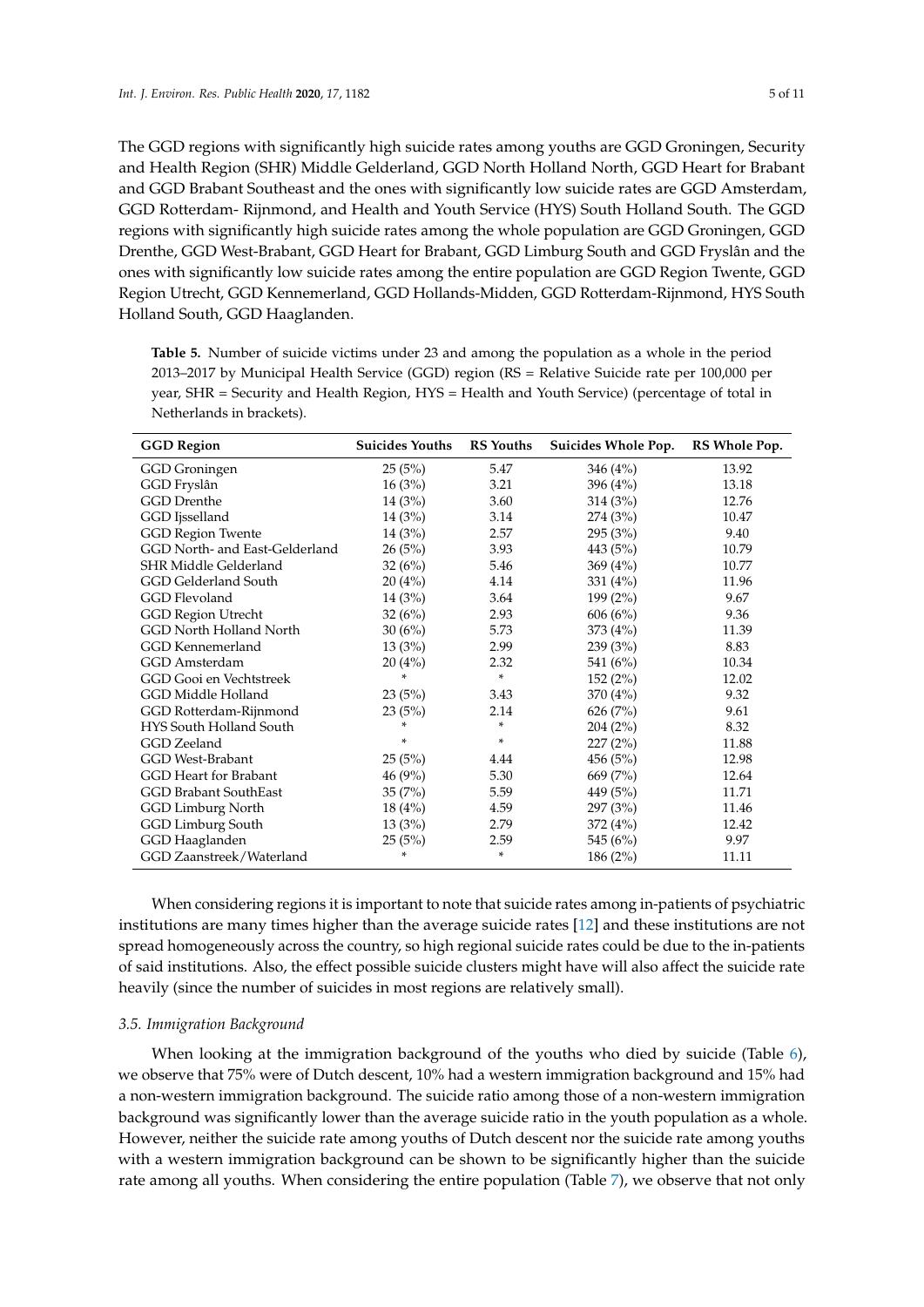The GGD regions with significantly high suicide rates among youths are GGD Groningen, Security and Health Region (SHR) Middle Gelderland, GGD North Holland North, GGD Heart for Brabant and GGD Brabant Southeast and the ones with significantly low suicide rates are GGD Amsterdam, GGD Rotterdam- Rijnmond, and Health and Youth Service (HYS) South Holland South. The GGD regions with significantly high suicide rates among the whole population are GGD Groningen, GGD Drenthe, GGD West-Brabant, GGD Heart for Brabant, GGD Limburg South and GGD Fryslân and the ones with significantly low suicide rates among the entire population are GGD Region Twente, GGD Region Utrecht, GGD Kennemerland, GGD Hollands-Midden, GGD Rotterdam-Rijnmond, HYS South Holland South, GGD Haaglanden.

**Table 5.** Number of suicide victims under 23 and among the population as a whole in the period 2013–2017 by Municipal Health Service (GGD) region (RS = Relative Suicide rate per 100,000 per year, SHR = Security and Health Region, HYS = Health and Youth Service) (percentage of total in Netherlands in brackets).

| GGD Region | Suicides Youths | RS Youths | Suicides Whole Pop. | RS Whole Pop. |
|---|---|---|---|---|
| GGD Groningen | 25 (5%) | 5.47 | 346 (4%) | 13.92 |
| GGD Fryslân | 16 (3%) | 3.21 | 396 (4%) | 13.18 |
| GGD Drenthe | 14 (3%) | 3.60 | 314 (3%) | 12.76 |
| GGD Ijsselland | 14 (3%) | 3.14 | 274 (3%) | 10.47 |
| GGD Region Twente | 14 (3%) | 2.57 | 295 (3%) | 9.40 |
| GGD North- and East-Gelderland | 26 (5%) | 3.93 | 443 (5%) | 10.79 |
| SHR Middle Gelderland | 32 (6%) | 5.46 | 369 (4%) | 10.77 |
| GGD Gelderland South | 20 (4%) | 4.14 | 331 (4%) | 11.96 |
| GGD Flevoland | 14 (3%) | 3.64 | 199 (2%) | 9.67 |
| GGD Region Utrecht | 32 (6%) | 2.93 | 606 (6%) | 9.36 |
| GGD North Holland North | 30 (6%) | 5.73 | 373 (4%) | 11.39 |
| GGD Kennemerland | 13 (3%) | 2.99 | 239 (3%) | 8.83 |
| GGD Amsterdam | 20 (4%) | 2.32 | 541 (6%) | 10.34 |
| GGD Gooi en Vechtstreek | * | * | 152 (2%) | 12.02 |
| GGD Middle Holland | 23 (5%) | 3.43 | 370 (4%) | 9.32 |
| GGD Rotterdam-Rijnmond | 23 (5%) | 2.14 | 626 (7%) | 9.61 |
| HYS South Holland South | * | * | 204 (2%) | 8.32 |
| GGD Zeeland | * | * | 227 (2%) | 11.88 |
| GGD West-Brabant | 25 (5%) | 4.44 | 456 (5%) | 12.98 |
| GGD Heart for Brabant | 46 (9%) | 5.30 | 669 (7%) | 12.64 |
| GGD Brabant SouthEast | 35 (7%) | 5.59 | 449 (5%) | 11.71 |
| GGD Limburg North | 18 (4%) | 4.59 | 297 (3%) | 11.46 |
| GGD Limburg South | 13 (3%) | 2.79 | 372 (4%) | 12.42 |
| GGD Haaglanden | 25 (5%) | 2.59 | 545 (6%) | 9.97 |
| GGD Zaanstreek/Waterland | * | * | 186 (2%) | 11.11 |

When considering regions it is important to note that suicide rates among in-patients of psychiatric institutions are many times higher than the average suicide rates [12] and these institutions are not spread homogeneously across the country, so high regional suicide rates could be due to the in-patients of said institutions. Also, the effect possible suicide clusters might have will also affect the suicide rate heavily (since the number of suicides in most regions are relatively small).

### *3.5. Immigration Background*

When looking at the immigration background of the youths who died by suicide (Table 6), we observe that 75% were of Dutch descent, 10% had a western immigration background and 15% had a non-western immigration background. The suicide ratio among those of a non-western immigration background was significantly lower than the average suicide ratio in the youth population as a whole. However, neither the suicide rate among youths of Dutch descent nor the suicide rate among youths with a western immigration background can be shown to be significantly higher than the suicide rate among all youths. When considering the entire population (Table 7), we observe that not only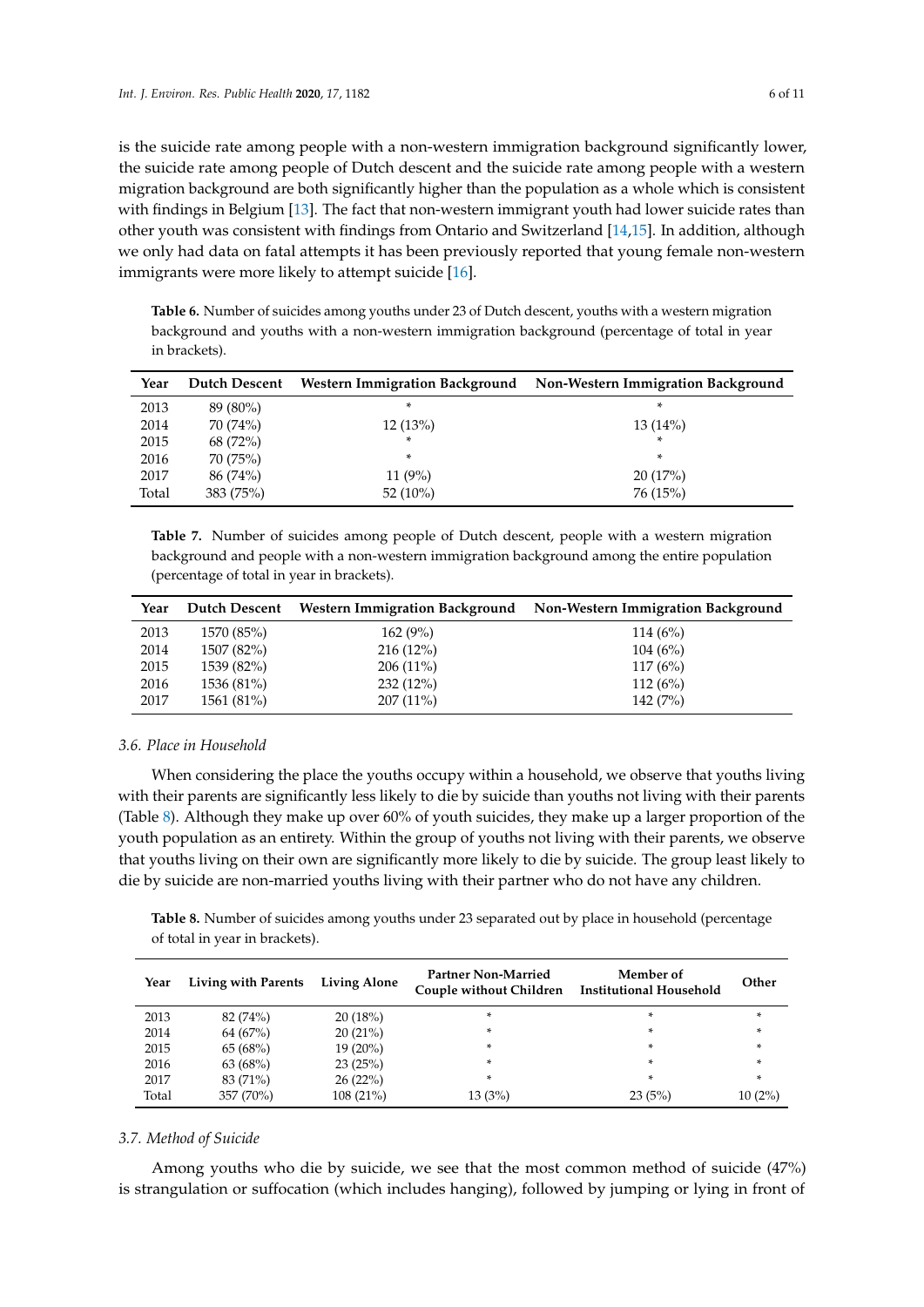is the suicide rate among people with a non-western immigration background significantly lower, the suicide rate among people of Dutch descent and the suicide rate among people with a western migration background are both significantly higher than the population as a whole which is consistent with findings in Belgium [13]. The fact that non-western immigrant youth had lower suicide rates than other youth was consistent with findings from Ontario and Switzerland [14,15]. In addition, although we only had data on fatal attempts it has been previously reported that young female non-western immigrants were more likely to attempt suicide [16].

**Table 6.** Number of suicides among youths under 23 of Dutch descent, youths with a western migration background and youths with a non-western immigration background (percentage of total in year in brackets).

| Year | Dutch Descent | Western Immigration Background | Non-Western Immigration Background |
|---|---|---|---|
| 2013 | 89 (80%) | * | * |
| 2014 | 70 (74%) | 12 (13%) | 13 (14%) |
| 2015 | 68 (72%) | * | * |
| 2016 | 70 (75%) | * | * |
| 2017 | 86 (74%) | 11 (9%) | 20 (17%) |
| Total | 383 (75%) | 52 (10%) | 76 (15%) |

**Table 7.** Number of suicides among people of Dutch descent, people with a western migration background and people with a non-western immigration background among the entire population (percentage of total in year in brackets).

| Year | Dutch Descent | Western Immigration Background | Non-Western Immigration Background |
|---|---|---|---|
| 2013 | 1570 (85%) | 162 (9%) | 114 (6%) |
| 2014 | 1507 (82%) | 216 (12%) | 104 (6%) |
| 2015 | 1539 (82%) | 206 (11%) | 117 (6%) |
| 2016 | 1536 (81%) | 232 (12%) | 112 (6%) |
| 2017 | 1561 (81%) | 207 (11%) | 142 (7%) |

### 3.6. Place in Household

When considering the place the youths occupy within a household, we observe that youths living with their parents are significantly less likely to die by suicide than youths not living with their parents (Table 8). Although they make up over 60% of youth suicides, they make up a larger proportion of the youth population as an entirety. Within the group of youths not living with their parents, we observe that youths living on their own are significantly more likely to die by suicide. The group least likely to die by suicide are non-married youths living with their partner who do not have any children.

**Table 8.** Number of suicides among youths under 23 separated out by place in household (percentage of total in year in brackets).

| Year | Living with Parents | Living Alone | Partner Non-Married Couple without Children | Member of Institutional Household | Other |
|---|---|---|---|---|---|
| 2013 | 82 (74%) | 20 (18%) | * | * | * |
| 2014 | 64 (67%) | 20 (21%) | * | * | * |
| 2015 | 65 (68%) | 19 (20%) | * | * | * |
| 2016 | 63 (68%) | 23 (25%) | * | * | * |
| 2017 | 83 (71%) | 26 (22%) | * | * | * |
| Total | 357 (70%) | 108 (21%) | 13 (3%) | 23 (5%) | 10 (2%) |

### 3.7. Method of Suicide

Among youths who die by suicide, we see that the most common method of suicide (47%) is strangulation or suffocation (which includes hanging), followed by jumping or lying in front of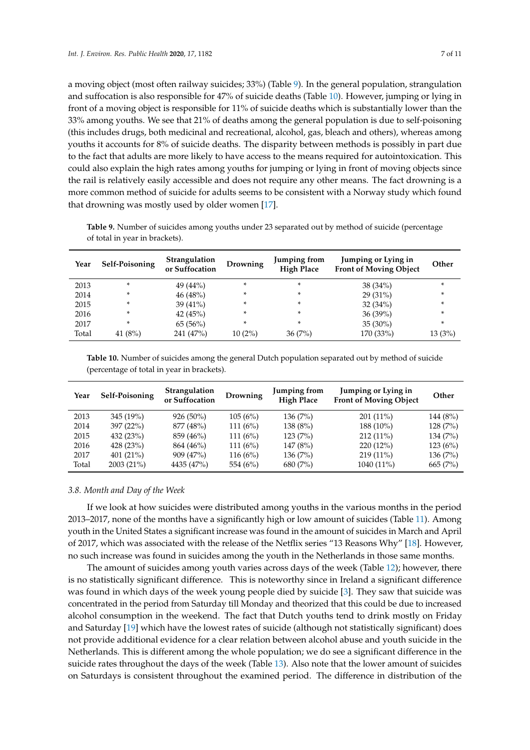a moving object (most often railway suicides; 33%) (Table 9). In the general population, strangulation and suffocation is also responsible for 47% of suicide deaths (Table 10). However, jumping or lying in front of a moving object is responsible for 11% of suicide deaths which is substantially lower than the 33% among youths. We see that 21% of deaths among the general population is due to self-poisoning (this includes drugs, both medicinal and recreational, alcohol, gas, bleach and others), whereas among youths it accounts for 8% of suicide deaths. The disparity between methods is possibly in part due to the fact that adults are more likely to have access to the means required for autointoxication. This could also explain the high rates among youths for jumping or lying in front of moving objects since the rail is relatively easily accessible and does not require any other means. The fact drowning is a more common method of suicide for adults seems to be consistent with a Norway study which found that drowning was mostly used by older women [17].

**Table 9.** Number of suicides among youths under 23 separated out by method of suicide (percentage of total in year in brackets).

| Year | Self-Poisoning | Strangulation or Suffocation | Drowning | Jumping from High Place | Jumping or Lying in Front of Moving Object | Other |
|---|---|---|---|---|---|---|
| 2013 | * | 49 (44%) | * | * | 38 (34%) | * |
| 2014 | * | 46 (48%) | * | * | 29 (31%) | * |
| 2015 | * | 39 (41%) | * | * | 32 (34%) | * |
| 2016 | * | 42 (45%) | * | * | 36 (39%) | * |
| 2017 | * | 65 (56%) | * | * | 35 (30%) | * |
| Total | 41 (8%) | 241 (47%) | 10 (2%) | 36 (7%) | 170 (33%) | 13 (3%) |

**Table 10.** Number of suicides among the general Dutch population separated out by method of suicide (percentage of total in year in brackets).

| Year | Self-Poisoning | Strangulation or Suffocation | Drowning | Jumping from High Place | Jumping or Lying in Front of Moving Object | Other |
|---|---|---|---|---|---|---|
| 2013 | 345 (19%) | 926 (50%) | 105 (6%) | 136 (7%) | 201 (11%) | 144 (8%) |
| 2014 | 397 (22%) | 877 (48%) | 111 (6%) | 138 (8%) | 188 (10%) | 128 (7%) |
| 2015 | 432 (23%) | 859 (46%) | 111 (6%) | 123 (7%) | 212 (11%) | 134 (7%) |
| 2016 | 428 (23%) | 864 (46%) | 111 (6%) | 147 (8%) | 220 (12%) | 123 (6%) |
| 2017 | 401 (21%) | 909 (47%) | 116 (6%) | 136 (7%) | 219 (11%) | 136 (7%) |
| Total | 2003 (21%) | 4435 (47%) | 554 (6%) | 680 (7%) | 1040 (11%) | 665 (7%) |

### *3.8. Month and Day of the Week*

If we look at how suicides were distributed among youths in the various months in the period 2013–2017, none of the months have a significantly high or low amount of suicides (Table 11). Among youth in the United States a significant increase was found in the amount of suicides in March and April of 2017, which was associated with the release of the Netflix series "13 Reasons Why" [18]. However, no such increase was found in suicides among the youth in the Netherlands in those same months.

The amount of suicides among youth varies across days of the week (Table 12); however, there is no statistically significant difference. This is noteworthy since in Ireland a significant difference was found in which days of the week young people died by suicide [3]. They saw that suicide was concentrated in the period from Saturday till Monday and theorized that this could be due to increased alcohol consumption in the weekend. The fact that Dutch youths tend to drink mostly on Friday and Saturday [19] which have the lowest rates of suicide (although not statistically significant) does not provide additional evidence for a clear relation between alcohol abuse and youth suicide in the Netherlands. This is different among the whole population; we do see a significant difference in the suicide rates throughout the days of the week (Table 13). Also note that the lower amount of suicides on Saturdays is consistent throughout the examined period. The difference in distribution of the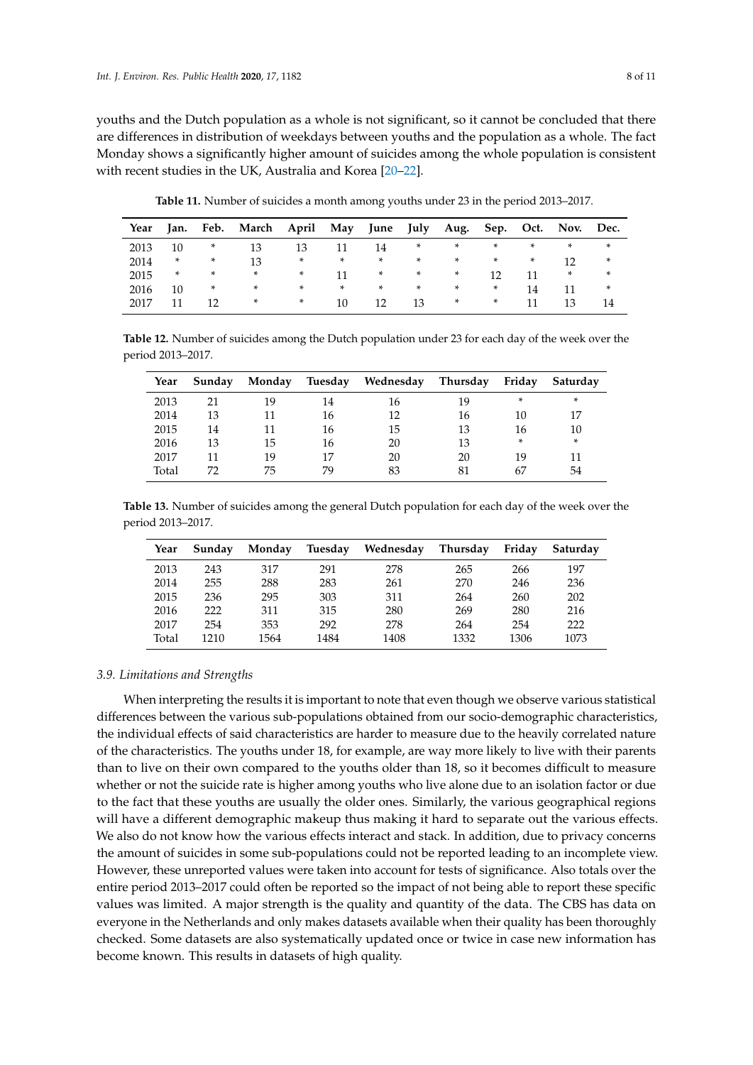youths and the Dutch population as a whole is not significant, so it cannot be concluded that there are differences in distribution of weekdays between youths and the population as a whole. The fact Monday shows a significantly higher amount of suicides among the whole population is consistent with recent studies in the UK, Australia and Korea [20–22].

**Table 11.** Number of suicides a month among youths under 23 in the period 2013–2017.

| Year | Jan. | Feb. | March | April | May | June | July | Aug. | Sep. | Oct. | Nov. | Dec. |
|---|---|---|---|---|---|---|---|---|---|---|---|---|
| 2013 | 10 | * | 13 | 13 | 11 | 14 | * | * | * | * | * | * |
| 2014 | * | * | 13 | * | * | * | * | * | * | * | 12 | * |
| 2015 | * | * | * | * | 11 | * | * | * | 12 | 11 | * | * |
| 2016 | 10 | * | * | * | * | * | * | * | * | 14 | 11 | * |
| 2017 | 11 | 12 | * | * | 10 | 12 | 13 | * | * | 11 | 13 | 14 |

**Table 12.** Number of suicides among the Dutch population under 23 for each day of the week over the period 2013–2017.

| Year | Sunday | Monday | Tuesday | Wednesday | Thursday | Friday | Saturday |
|---|---|---|---|---|---|---|---|
| 2013 | 21 | 19 | 14 | 16 | 19 | * | * |
| 2014 | 13 | 11 | 16 | 12 | 16 | 10 | 17 |
| 2015 | 14 | 11 | 16 | 15 | 13 | 16 | 10 |
| 2016 | 13 | 15 | 16 | 20 | 13 | * | * |
| 2017 | 11 | 19 | 17 | 20 | 20 | 19 | 11 |
| Total | 72 | 75 | 79 | 83 | 81 | 67 | 54 |

**Table 13.** Number of suicides among the general Dutch population for each day of the week over the period 2013–2017.

| Year | Sunday | Monday | Tuesday | Wednesday | Thursday | Friday | Saturday |
|---|---|---|---|---|---|---|---|
| 2013 | 243 | 317 | 291 | 278 | 265 | 266 | 197 |
| 2014 | 255 | 288 | 283 | 261 | 270 | 246 | 236 |
| 2015 | 236 | 295 | 303 | 311 | 264 | 260 | 202 |
| 2016 | 222 | 311 | 315 | 280 | 269 | 280 | 216 |
| 2017 | 254 | 353 | 292 | 278 | 264 | 254 | 222 |
| Total | 1210 | 1564 | 1484 | 1408 | 1332 | 1306 | 1073 |

### 3.9. Limitations and Strengths

When interpreting the results it is important to note that even though we observe various statistical differences between the various sub-populations obtained from our socio-demographic characteristics, the individual effects of said characteristics are harder to measure due to the heavily correlated nature of the characteristics. The youths under 18, for example, are way more likely to live with their parents than to live on their own compared to the youths older than 18, so it becomes difficult to measure whether or not the suicide rate is higher among youths who live alone due to an isolation factor or due to the fact that these youths are usually the older ones. Similarly, the various geographical regions will have a different demographic makeup thus making it hard to separate out the various effects. We also do not know how the various effects interact and stack. In addition, due to privacy concerns the amount of suicides in some sub-populations could not be reported leading to an incomplete view. However, these unreported values were taken into account for tests of significance. Also totals over the entire period 2013–2017 could often be reported so the impact of not being able to report these specific values was limited. A major strength is the quality and quantity of the data. The CBS has data on everyone in the Netherlands and only makes datasets available when their quality has been thoroughly checked. Some datasets are also systematically updated once or twice in case new information has become known. This results in datasets of high quality.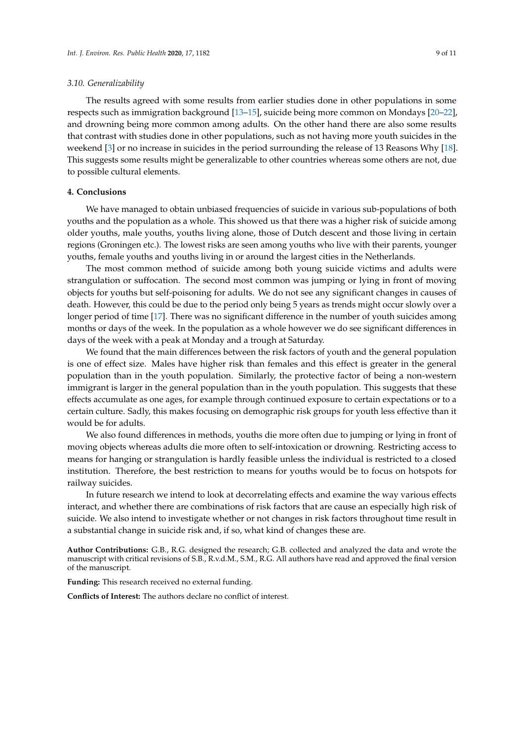### 3.10. Generalizability

The results agreed with some results from earlier studies done in other populations in some respects such as immigration background [13–15], suicide being more common on Mondays [20–22], and drowning being more common among adults. On the other hand there are also some results that contrast with studies done in other populations, such as not having more youth suicides in the weekend [3] or no increase in suicides in the period surrounding the release of 13 Reasons Why [18]. This suggests some results might be generalizable to other countries whereas some others are not, due to possible cultural elements.

## 4. Conclusions

We have managed to obtain unbiased frequencies of suicide in various sub-populations of both youths and the population as a whole. This showed us that there was a higher risk of suicide among older youths, male youths, youths living alone, those of Dutch descent and those living in certain regions (Groningen etc.). The lowest risks are seen among youths who live with their parents, younger youths, female youths and youths living in or around the largest cities in the Netherlands.

The most common method of suicide among both young suicide victims and adults were strangulation or suffocation. The second most common was jumping or lying in front of moving objects for youths but self-poisoning for adults. We do not see any significant changes in causes of death. However, this could be due to the period only being 5 years as trends might occur slowly over a longer period of time [17]. There was no significant difference in the number of youth suicides among months or days of the week. In the population as a whole however we do see significant differences in days of the week with a peak at Monday and a trough at Saturday.

We found that the main differences between the risk factors of youth and the general population is one of effect size. Males have higher risk than females and this effect is greater in the general population than in the youth population. Similarly, the protective factor of being a non-western immigrant is larger in the general population than in the youth population. This suggests that these effects accumulate as one ages, for example through continued exposure to certain expectations or to a certain culture. Sadly, this makes focusing on demographic risk groups for youth less effective than it would be for adults.

We also found differences in methods, youths die more often due to jumping or lying in front of moving objects whereas adults die more often to self-intoxication or drowning. Restricting access to means for hanging or strangulation is hardly feasible unless the individual is restricted to a closed institution. Therefore, the best restriction to means for youths would be to focus on hotspots for railway suicides.

In future research we intend to look at decorrelating effects and examine the way various effects interact, and whether there are combinations of risk factors that are cause an especially high risk of suicide. We also intend to investigate whether or not changes in risk factors throughout time result in a substantial change in suicide risk and, if so, what kind of changes these are.

**Author Contributions:** G.B., R.G. designed the research; G.B. collected and analyzed the data and wrote the manuscript with critical revisions of S.B., R.v.d.M., S.M., R.G. All authors have read and approved the final version of the manuscript.

**Funding:** This research received no external funding.

**Conflicts of Interest:** The authors declare no conflict of interest.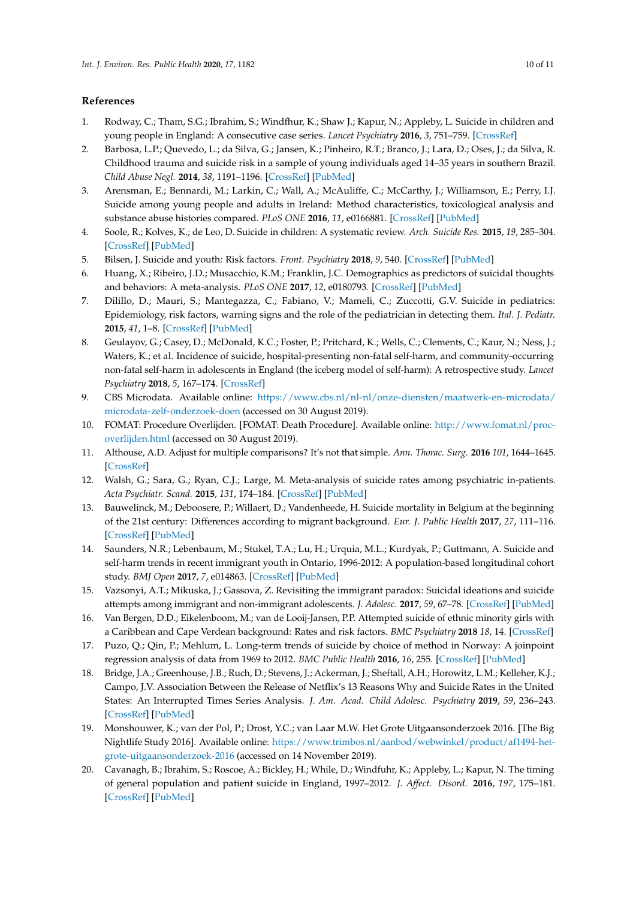## References

1. Rodway, C.; Tham, S.G.; Ibrahim, S.; Windfhur, K.; Shaw J.; Kapur, N.; Appleby, L. Suicide in children and young people in England: A consecutive case series. *Lancet Psychiatry* **2016**, *3*, 751–759. [CrossRef]
2. Barbosa, L.P.; Quevedo, L.; da Silva, G.; Jansen, K.; Pinheiro, R.T.; Branco, J.; Lara, D.; Oses, J.; da Silva, R. Childhood trauma and suicide risk in a sample of young individuals aged 14–35 years in southern Brazil. *Child Abuse Negl.* **2014**, *38*, 1191–1196. [CrossRef] [PubMed]
3. Arensman, E.; Bennardi, M.; Larkin, C.; Wall, A.; McAuliffe, C.; McCarthy, J.; Williamson, E.; Perry, I.J. Suicide among young people and adults in Ireland: Method characteristics, toxicological analysis and substance abuse histories compared. *PLoS ONE* **2016**, *11*, e0166881. [CrossRef] [PubMed]
4. Soole, R.; Kolves, K.; de Leo, D. Suicide in children: A systematic review. *Arch. Suicide Res.* **2015**, *19*, 285–304. [CrossRef] [PubMed]
5. Bilsen, J. Suicide and youth: Risk factors. *Front. Psychiatry* **2018**, *9*, 540. [CrossRef] [PubMed]
6. Huang, X.; Ribeiro, J.D.; Musacchio, K.M.; Franklin, J.C. Demographics as predictors of suicidal thoughts and behaviors: A meta-analysis. *PLoS ONE* **2017**, *12*, e0180793. [CrossRef] [PubMed]
7. Dilillo, D.; Mauri, S.; Mantegazza, C.; Fabiano, V.; Mameli, C.; Zuccotti, G.V. Suicide in pediatrics: Epidemiology, risk factors, warning signs and the role of the pediatrician in detecting them. *Ital. J. Pediatr.* **2015**, *41*, 1–8. [CrossRef] [PubMed]
8. Geulayov, G.; Casey, D.; McDonald, K.C.; Foster, P.; Pritchard, K.; Wells, C.; Clements, C.; Kaur, N.; Ness, J.; Waters, K.; et al. Incidence of suicide, hospital-presenting non-fatal self-harm, and community-occurring non-fatal self-harm in adolescents in England (the iceberg model of self-harm): A retrospective study. *Lancet Psychiatry* **2018**, *5*, 167–174. [CrossRef]
9. CBS Microdata. Available online: https://www.cbs.nl/nl-nl/onze-diensten/maatwerk-en-microdata/microdata-zelf-onderzoek-doen (accessed on 30 August 2019).
10. FOMAT: Procedure Overlijden. [FOMAT: Death Procedure]. Available online: http://www.fomat.nl/proc-overlijden.html (accessed on 30 August 2019).
11. Althouse, A.D. Adjust for multiple comparisons? It's not that simple. *Ann. Thorac. Surg.* **2016** *101*, 1644–1645. [CrossRef]
12. Walsh, G.; Sara, G.; Ryan, C.J.; Large, M. Meta-analysis of suicide rates among psychiatric in-patients. *Acta Psychiatr. Scand.* **2015**, *131*, 174–184. [CrossRef] [PubMed]
13. Bauwelinck, M.; Deboosere, P.; Willaert, D.; Vandenheede, H. Suicide mortality in Belgium at the beginning of the 21st century: Differences according to migrant background. *Eur. J. Public Health* **2017**, *27*, 111–116. [CrossRef] [PubMed]
14. Saunders, N.R.; Lebenbaum, M.; Stukel, T.A.; Lu, H.; Urquia, M.L.; Kurdyak, P.; Guttmann, A. Suicide and self-harm trends in recent immigrant youth in Ontario, 1996-2012: A population-based longitudinal cohort study. *BMJ Open* **2017**, *7*, e014863. [CrossRef] [PubMed]
15. Vazsonyi, A.T.; Mikuska, J.; Gassova, Z. Revisiting the immigrant paradox: Suicidal ideations and suicide attempts among immigrant and non-immigrant adolescents. *J. Adolesc.* **2017**, *59*, 67–78. [CrossRef] [PubMed]
16. Van Bergen, D.D.; Eikelenboom, M.; van de Looij-Jansen, P.P. Attempted suicide of ethnic minority girls with a Caribbean and Cape Verdean background: Rates and risk factors. *BMC Psychiatry* **2018** *18*, 14. [CrossRef]
17. Puzo, Q.; Qin, P.; Mehlum, L. Long-term trends of suicide by choice of method in Norway: A joinpoint regression analysis of data from 1969 to 2012. *BMC Public Health* **2016**, *16*, 255. [CrossRef] [PubMed]
18. Bridge, J.A.; Greenhouse, J.B.; Ruch, D.; Stevens, J.; Ackerman, J.; Sheftall, A.H.; Horowitz, L.M.; Kelleher, K.J.; Campo, J.V. Association Between the Release of Netflix's 13 Reasons Why and Suicide Rates in the United States: An Interrupted Times Series Analysis. *J. Am. Acad. Child Adolesc. Psychiatry* **2019**, *59*, 236–243. [CrossRef] [PubMed]
19. Monshouwer, K.; van der Pol, P.; Drost, Y.C.; van Laar M.W. Het Grote Uitgaansonderzoek 2016. [The Big Nightlife Study 2016]. Available online: https://www.trimbos.nl/aanbod/webwinkel/product/af1494-het-grote-uitgaansonderzoek-2016 (accessed on 14 November 2019).
20. Cavanagh, B.; Ibrahim, S.; Roscoe, A.; Bickley, H.; While, D.; Windfuhr, K.; Appleby, L.; Kapur, N. The timing of general population and patient suicide in England, 1997–2012. *J. Affect. Disord.* **2016**, *197*, 175–181. [CrossRef] [PubMed]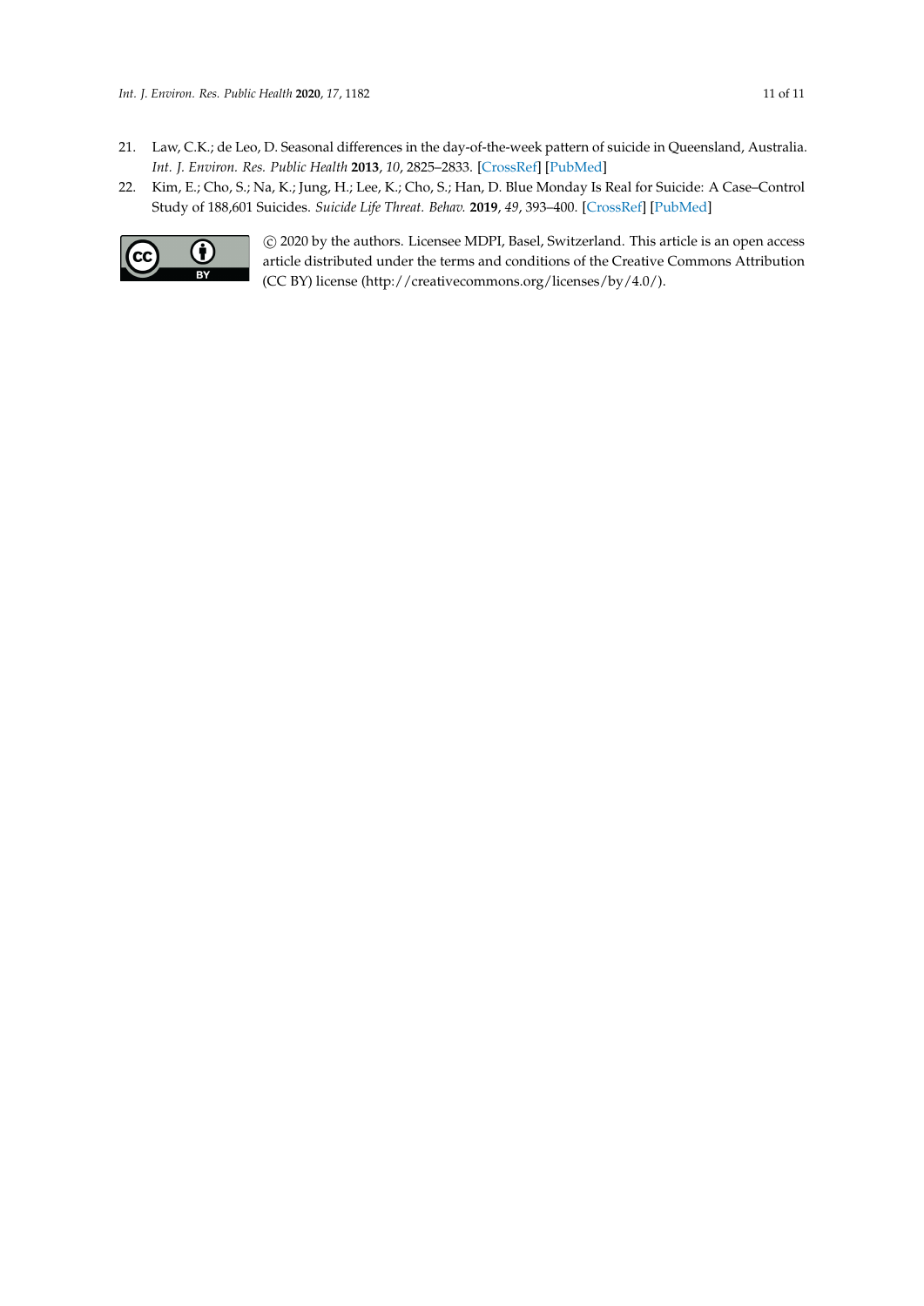21. Law, C.K.; de Leo, D. Seasonal differences in the day-of-the-week pattern of suicide in Queensland, Australia. *Int. J. Environ. Res. Public Health* **2013**, *10*, 2825–2833. [CrossRef] [PubMed]
22. Kim, E.; Cho, S.; Na, K.; Jung, H.; Lee, K.; Cho, S.; Han, D. Blue Monday Is Real for Suicide: A Case–Control Study of 188,601 Suicides. *Suicide Life Threat. Behav.* **2019**, *49*, 393–400. [CrossRef] [PubMed]

© 2020 by the authors. Licensee MDPI, Basel, Switzerland. This article is an open access article distributed under the terms and conditions of the Creative Commons Attribution (CC BY) license (http://creativecommons.org/licenses/by/4.0/).